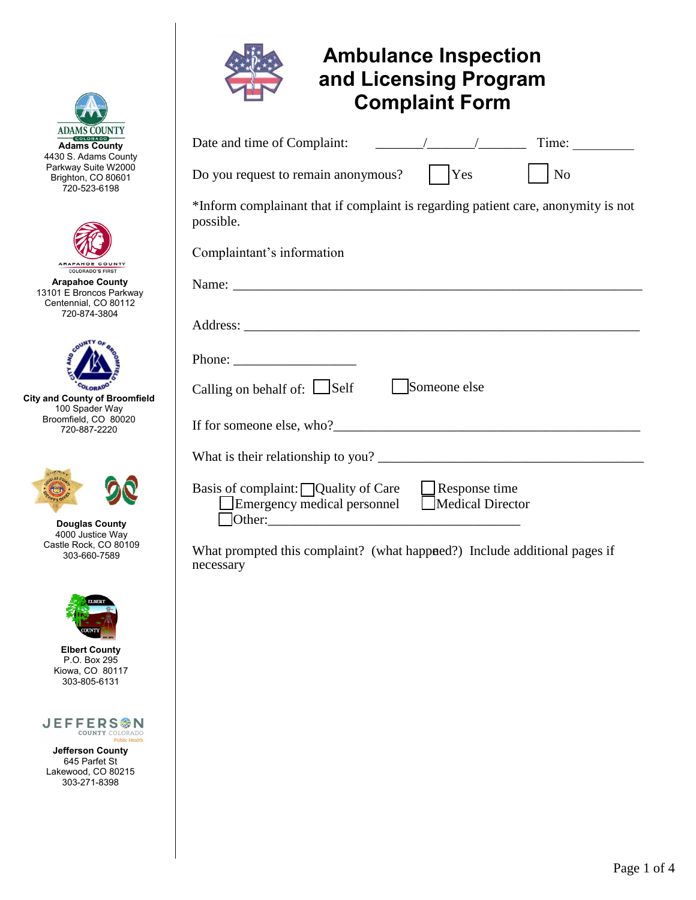**Adams County**
4430 S. Adams County Parkway Suite W2000
Brighton, CO 80601
720-523-6198

**Arapahoe County**
13101 E Broncos Parkway
Centennial, CO 80112
720-874-3804

**City and County of Broomfield**
100 Spader Way
Broomfield, CO 80020
720-887-2220

**Douglas County**
4000 Justice Way
Castle Rock, CO 80109
303-660-7589

**Elbert County**
P.O. Box 295
Kiowa, CO 80117
303-805-6131

**Jefferson County**
645 Parfet St
Lakewood, CO 80215
303-271-8398

# Ambulance Inspection and Licensing Program Complaint Form

Date and time of Complaint: _______/_______/_______ Time: _________

Do you request to remain anonymous? ☐ Yes ☐ No

*Inform complainant that if complaint is regarding patient care, anonymity is not possible.

Complaintant's information

Name: ____________________________________________________________

Address: __________________________________________________________

Phone: __________________

Calling on behalf of: ☐ Self ☐ Someone else

If for someone else, who?____________________________________________

What is their relationship to you? _______________________________________

Basis of complaint: ☐ Quality of Care ☐ Response time ☐ Emergency medical personnel ☐ Medical Director ☐ Other:_____________________________________

What prompted this complaint? (what happened?) Include additional pages if necessary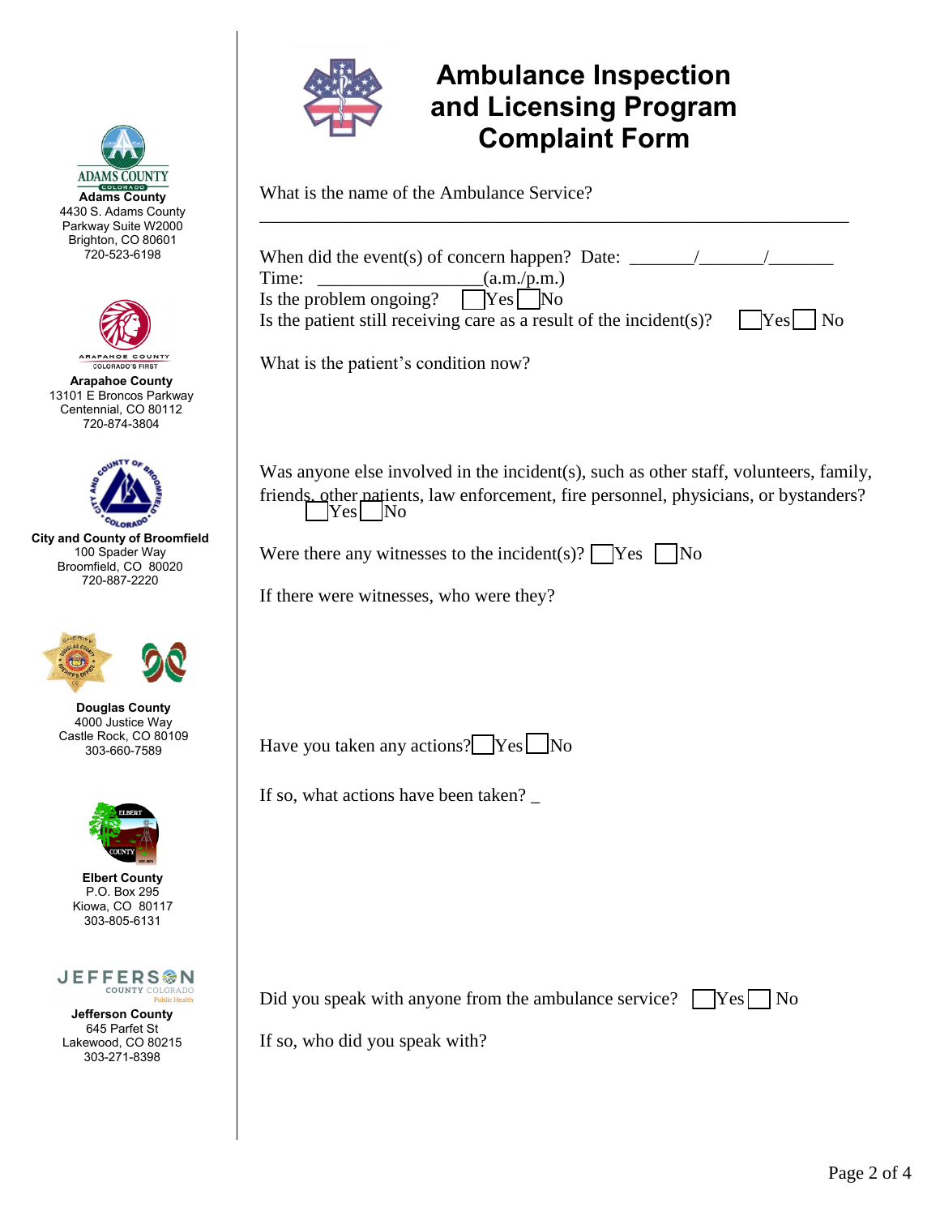**Adams County**
4430 S. Adams County Parkway Suite W2000
Brighton, CO 80601
720-523-6198

**Arapahoe County**
13101 E Broncos Parkway
Centennial, CO 80112
720-874-3804

**City and County of Broomfield**
100 Spader Way
Broomfield, CO 80020
720-887-2220

**Douglas County**
4000 Justice Way
Castle Rock, CO 80109
303-660-7589

**Elbert County**
P.O. Box 295
Kiowa, CO 80117
303-805-6131

**Jefferson County**
645 Parfet St
Lakewood, CO 80215
303-271-8398

# Ambulance Inspection and Licensing Program Complaint Form

What is the name of the Ambulance Service?

\_\_\_\_\_\_\_\_\_\_\_\_\_\_\_\_\_\_\_\_\_\_\_\_\_\_\_\_\_\_\_\_\_\_\_\_\_\_\_\_\_\_\_\_\_\_\_\_\_\_\_\_\_\_\_\_\_\_\_\_

When did the event(s) of concern happen? Date: \_\_\_\_\_\_\_/\_\_\_\_\_\_\_/\_\_\_\_\_\_\_

Time: \_\_\_\_\_\_\_\_\_\_\_\_\_\_\_\_\_\_(a.m./p.m.)

Is the problem ongoing? ☐ Yes ☐ No

Is the patient still receiving care as a result of the incident(s)? ☐ Yes ☐ No

What is the patient's condition now?

Was anyone else involved in the incident(s), such as other staff, volunteers, family, friends, other patients, law enforcement, fire personnel, physicians, or bystanders? ☐ Yes ☐ No

Were there any witnesses to the incident(s)? ☐ Yes ☐ No

If there were witnesses, who were they?

Have you taken any actions? ☐ Yes ☐ No

If so, what actions have been taken? \_

Did you speak with anyone from the ambulance service? ☐ Yes ☐ No

If so, who did you speak with?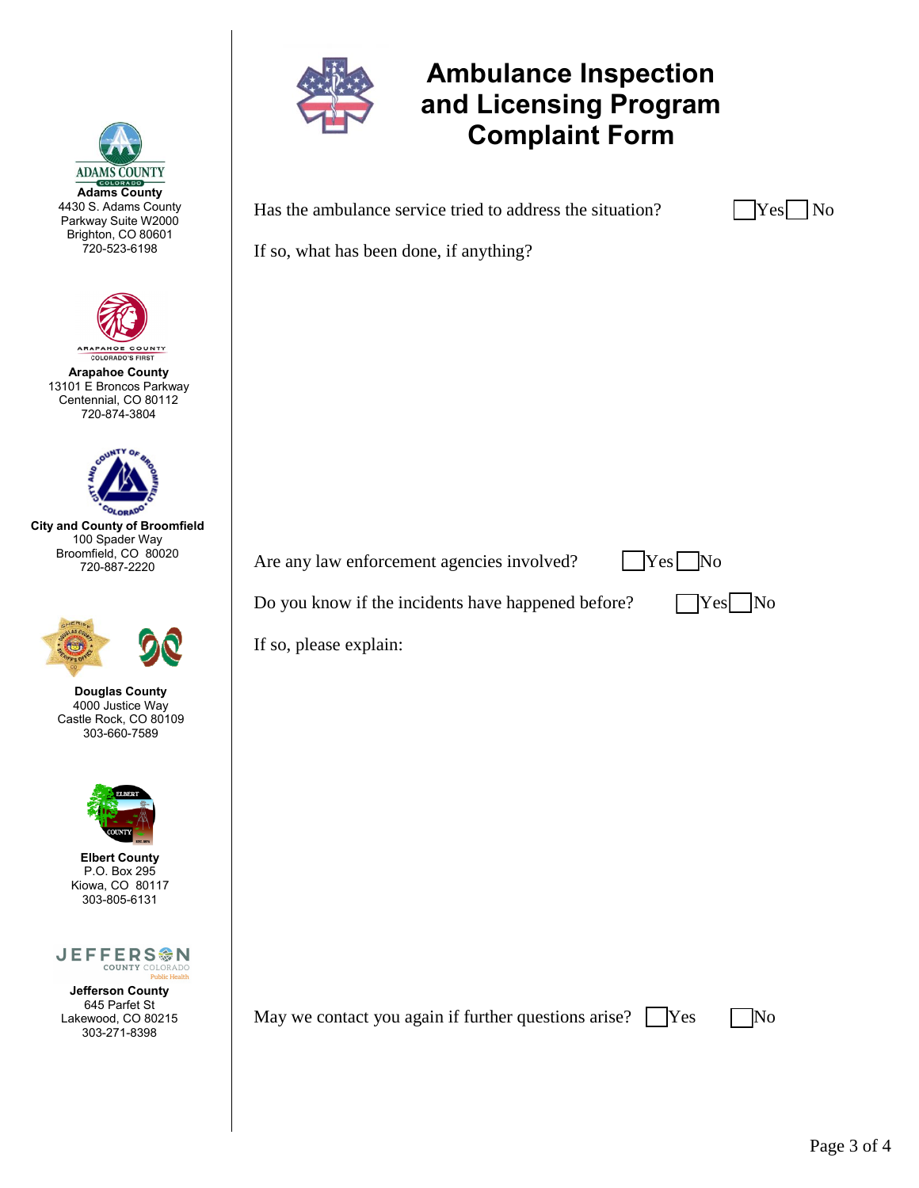# Ambulance Inspection and Licensing Program Complaint Form

**Adams County**
4430 S. Adams County Parkway Suite W2000
Brighton, CO 80601
720-523-6198

**Arapahoe County**
13101 E Broncos Parkway
Centennial, CO 80112
720-874-3804

**City and County of Broomfield**
100 Spader Way
Broomfield, CO 80020
720-887-2220

**Douglas County**
4000 Justice Way
Castle Rock, CO 80109
303-660-7589

**Elbert County**
P.O. Box 295
Kiowa, CO 80117
303-805-6131

**Jefferson County**
645 Parfet St
Lakewood, CO 80215
303-271-8398

Has the ambulance service tried to address the situation? ☐ Yes ☐ No

If so, what has been done, if anything?

Are any law enforcement agencies involved? ☐ Yes ☐ No

Do you know if the incidents have happened before? ☐ Yes ☐ No

If so, please explain:

May we contact you again if further questions arise? ☐ Yes ☐ No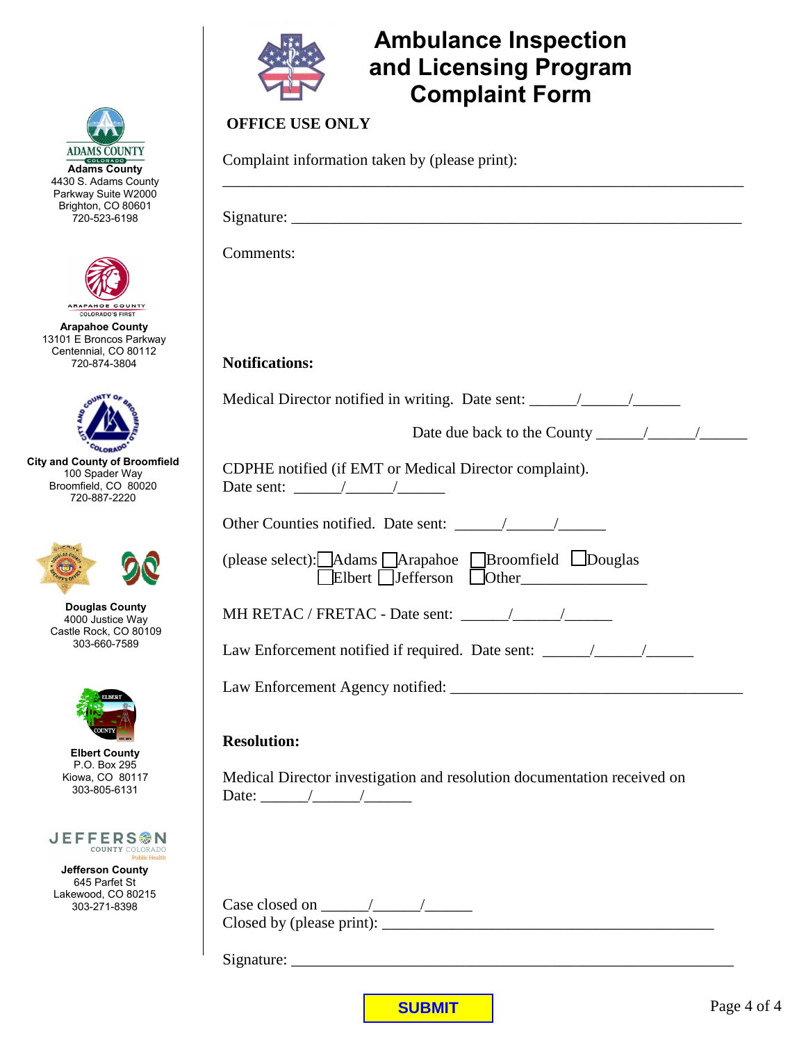**Adams County**
4430 S. Adams County Parkway Suite W2000
Brighton, CO 80601
720-523-6198

**Arapahoe County**
13101 E Broncos Parkway
Centennial, CO 80112
720-874-3804

**City and County of Broomfield**
100 Spader Way
Broomfield, CO 80020
720-887-2220

**Douglas County**
4000 Justice Way
Castle Rock, CO 80109
303-660-7589

**Elbert County**
P.O. Box 295
Kiowa, CO 80117
303-805-6131

**Jefferson County**
645 Parfet St
Lakewood, CO 80215
303-271-8398

# Ambulance Inspection and Licensing Program Complaint Form

**OFFICE USE ONLY**

Complaint information taken by (please print):

______________________________________________________________

Signature: ______________________________________________________

Comments:

**Notifications:**

Medical Director notified in writing. Date sent: ______/______/______

Date due back to the County ______/______/______

CDPHE notified (if EMT or Medical Director complaint).
Date sent: ______/______/______

Other Counties notified. Date sent: ______/______/______

(please select): ☐ Adams ☐ Arapahoe ☐ Broomfield ☐ Douglas ☐ Elbert ☐ Jefferson ☐ Other________________

MH RETAC / FRETAC - Date sent: ______/______/______

Law Enforcement notified if required. Date sent: ______/______/______

Law Enforcement Agency notified: ____________________________________

**Resolution:**

Medical Director investigation and resolution documentation received on
Date: ______/______/______

Case closed on ______/______/______
Closed by (please print): __________________________________________

Signature: ______________________________________________________

SUBMIT